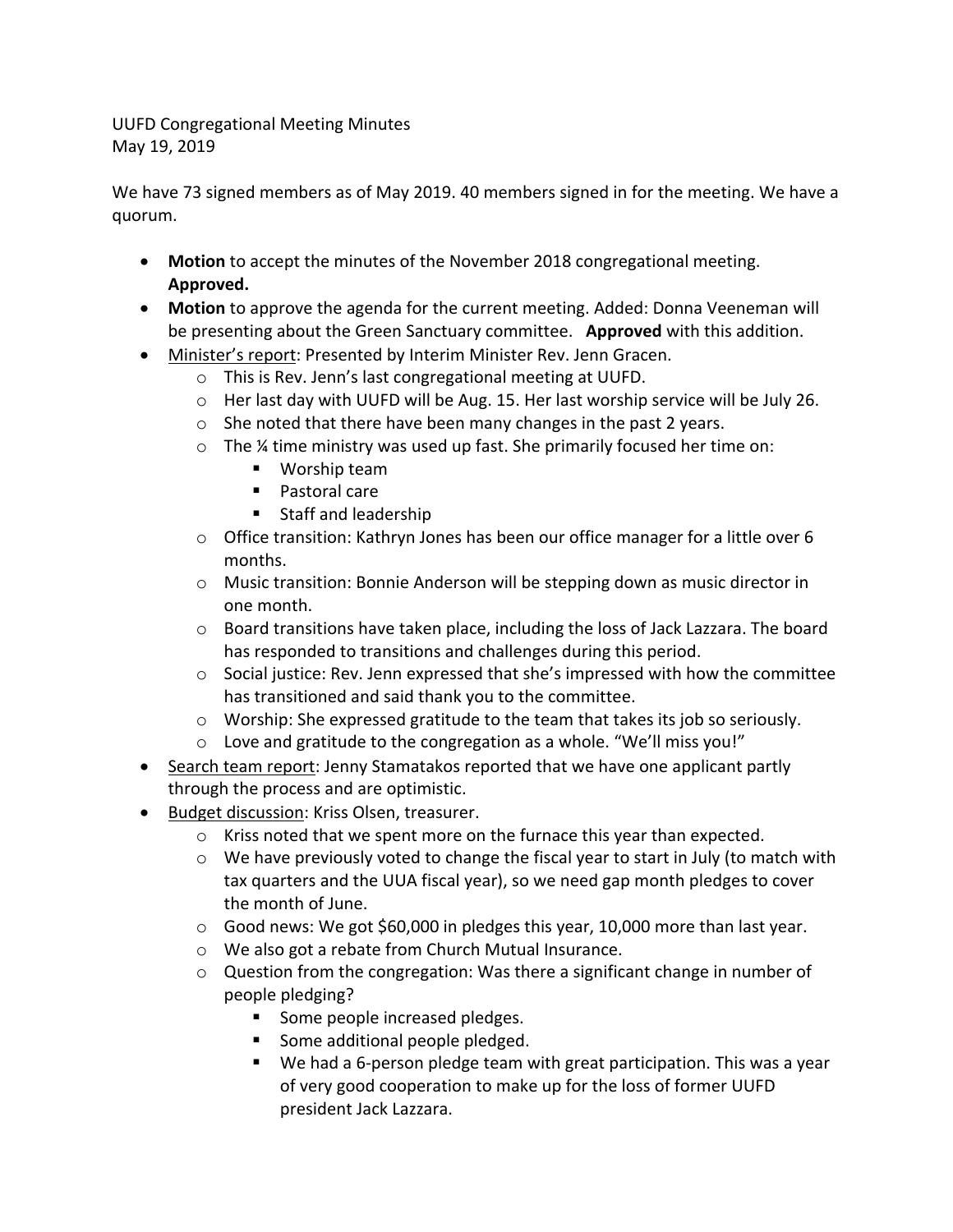UUFD Congregational Meeting Minutes
May 19, 2019

We have 73 signed members as of May 2019. 40 members signed in for the meeting. We have a quorum.

- **Motion** to accept the minutes of the November 2018 congregational meeting. **Approved.**
- **Motion** to approve the agenda for the current meeting. Added: Donna Veeneman will be presenting about the Green Sanctuary committee. **Approved** with this addition.
- Minister's report: Presented by Interim Minister Rev. Jenn Gracen.
  - This is Rev. Jenn's last congregational meeting at UUFD.
  - Her last day with UUFD will be Aug. 15. Her last worship service will be July 26.
  - She noted that there have been many changes in the past 2 years.
  - The ¼ time ministry was used up fast. She primarily focused her time on:
    - Worship team
    - Pastoral care
    - Staff and leadership
  - Office transition: Kathryn Jones has been our office manager for a little over 6 months.
  - Music transition: Bonnie Anderson will be stepping down as music director in one month.
  - Board transitions have taken place, including the loss of Jack Lazzara. The board has responded to transitions and challenges during this period.
  - Social justice: Rev. Jenn expressed that she's impressed with how the committee has transitioned and said thank you to the committee.
  - Worship: She expressed gratitude to the team that takes its job so seriously.
  - Love and gratitude to the congregation as a whole. "We'll miss you!"
- Search team report: Jenny Stamatakos reported that we have one applicant partly through the process and are optimistic.
- Budget discussion: Kriss Olsen, treasurer.
  - Kriss noted that we spent more on the furnace this year than expected.
  - We have previously voted to change the fiscal year to start in July (to match with tax quarters and the UUA fiscal year), so we need gap month pledges to cover the month of June.
  - Good news: We got $60,000 in pledges this year, 10,000 more than last year.
  - We also got a rebate from Church Mutual Insurance.
  - Question from the congregation: Was there a significant change in number of people pledging?
    - Some people increased pledges.
    - Some additional people pledged.
    - We had a 6-person pledge team with great participation. This was a year of very good cooperation to make up for the loss of former UUFD president Jack Lazzara.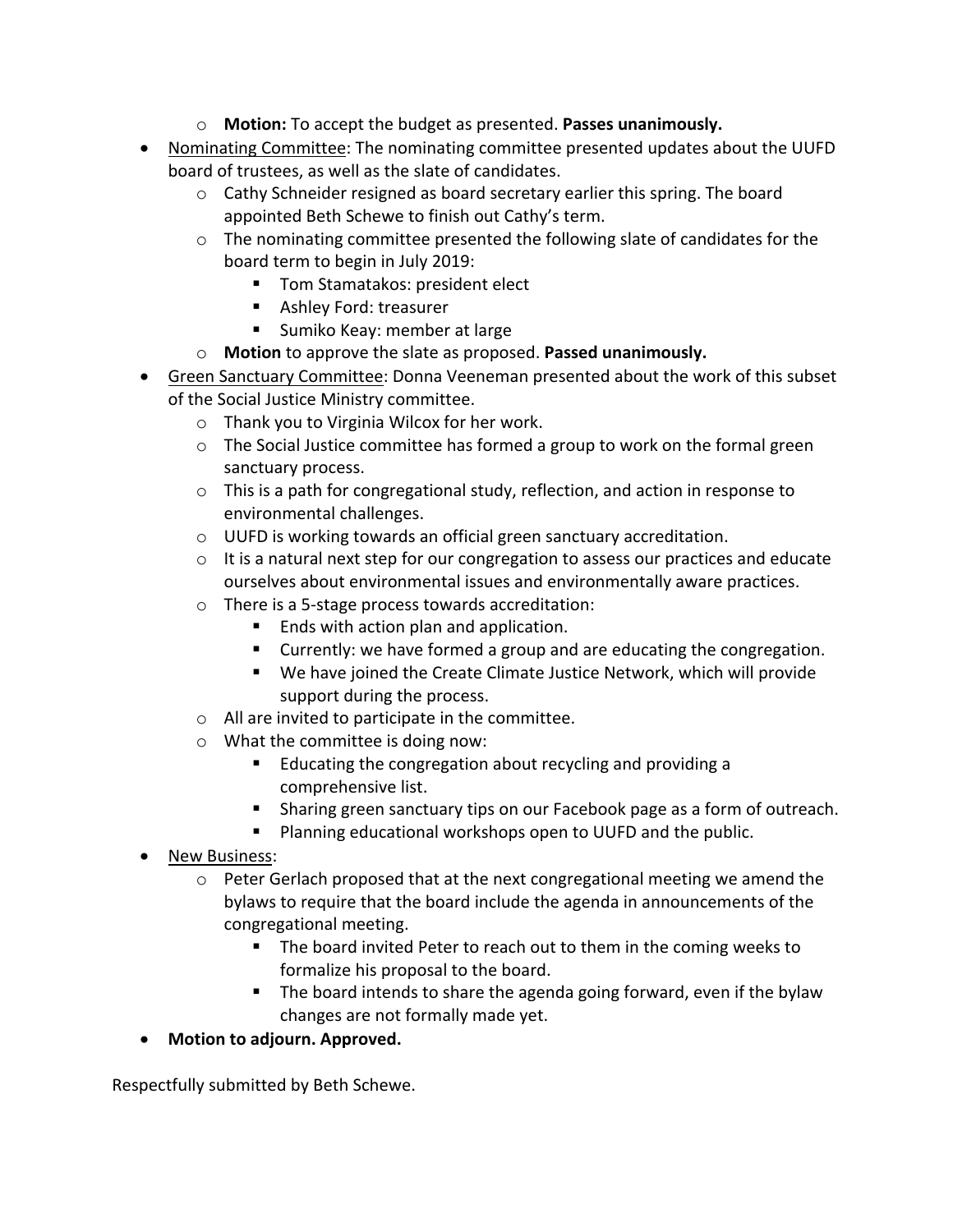- **Motion:** To accept the budget as presented. **Passes unanimously.**
- Nominating Committee: The nominating committee presented updates about the UUFD board of trustees, as well as the slate of candidates.
    - Cathy Schneider resigned as board secretary earlier this spring. The board appointed Beth Schewe to finish out Cathy's term.
    - The nominating committee presented the following slate of candidates for the board term to begin in July 2019:
        - Tom Stamatakos: president elect
        - Ashley Ford: treasurer
        - Sumiko Keay: member at large
    - **Motion** to approve the slate as proposed. **Passed unanimously.**
- Green Sanctuary Committee: Donna Veeneman presented about the work of this subset of the Social Justice Ministry committee.
    - Thank you to Virginia Wilcox for her work.
    - The Social Justice committee has formed a group to work on the formal green sanctuary process.
    - This is a path for congregational study, reflection, and action in response to environmental challenges.
    - UUFD is working towards an official green sanctuary accreditation.
    - It is a natural next step for our congregation to assess our practices and educate ourselves about environmental issues and environmentally aware practices.
    - There is a 5-stage process towards accreditation:
        - Ends with action plan and application.
        - Currently: we have formed a group and are educating the congregation.
        - We have joined the Create Climate Justice Network, which will provide support during the process.
    - All are invited to participate in the committee.
    - What the committee is doing now:
        - Educating the congregation about recycling and providing a comprehensive list.
        - Sharing green sanctuary tips on our Facebook page as a form of outreach.
        - Planning educational workshops open to UUFD and the public.
- New Business:
    - Peter Gerlach proposed that at the next congregational meeting we amend the bylaws to require that the board include the agenda in announcements of the congregational meeting.
        - The board invited Peter to reach out to them in the coming weeks to formalize his proposal to the board.
        - The board intends to share the agenda going forward, even if the bylaw changes are not formally made yet.
- **Motion to adjourn. Approved.**

Respectfully submitted by Beth Schewe.